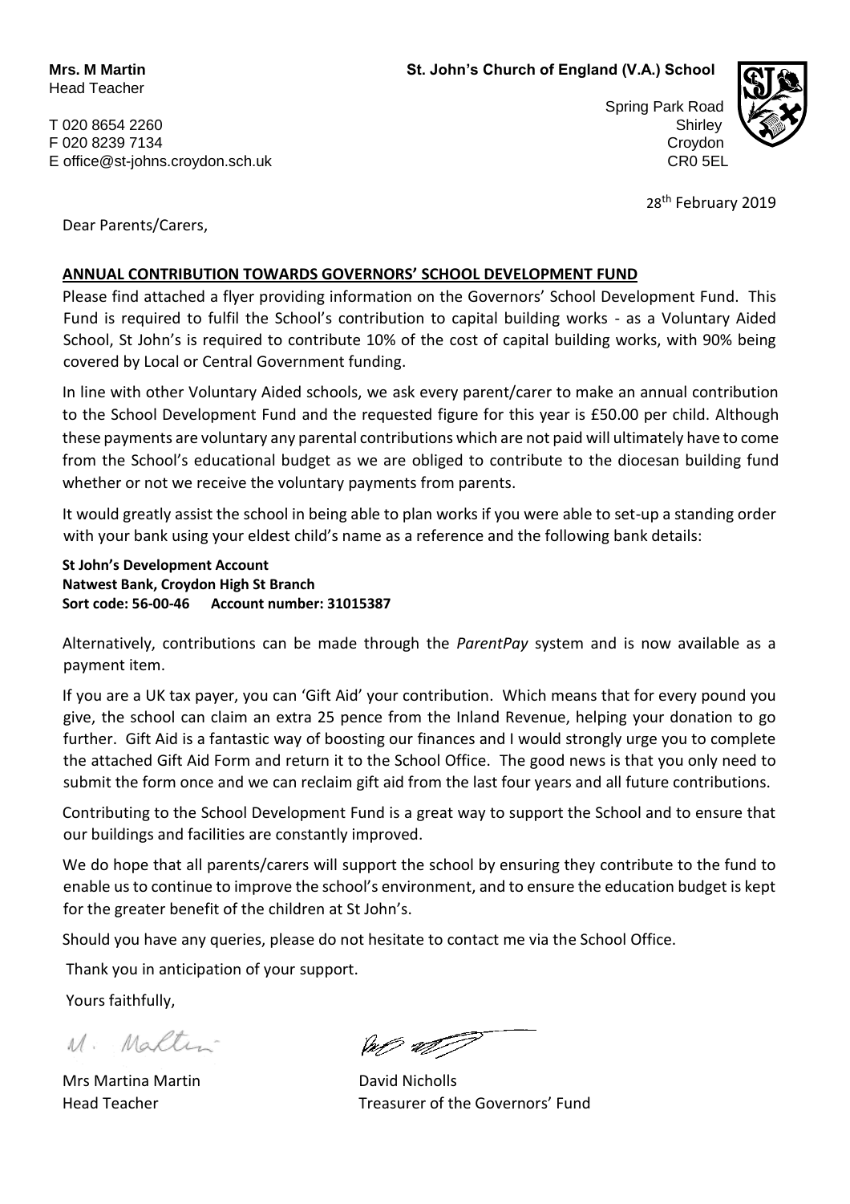**Mrs. M Martin**
Head Teacher

T 020 8654 2260
F 020 8239 7134
E office@st-johns.croydon.sch.uk

**St. John's Church of England (V.A.) School**

Spring Park Road
Shirley
Croydon
CR0 5EL

28th February 2019

Dear Parents/Carers,

**ANNUAL CONTRIBUTION TOWARDS GOVERNORS' SCHOOL DEVELOPMENT FUND**

Please find attached a flyer providing information on the Governors' School Development Fund. This Fund is required to fulfil the School's contribution to capital building works - as a Voluntary Aided School, St John's is required to contribute 10% of the cost of capital building works, with 90% being covered by Local or Central Government funding.

In line with other Voluntary Aided schools, we ask every parent/carer to make an annual contribution to the School Development Fund and the requested figure for this year is £50.00 per child. Although these payments are voluntary any parental contributions which are not paid will ultimately have to come from the School's educational budget as we are obliged to contribute to the diocesan building fund whether or not we receive the voluntary payments from parents.

It would greatly assist the school in being able to plan works if you were able to set-up a standing order with your bank using your eldest child's name as a reference and the following bank details:

**St John's Development Account**
**Natwest Bank, Croydon High St Branch**
**Sort code: 56-00-46 Account number: 31015387**

Alternatively, contributions can be made through the *ParentPay* system and is now available as a payment item.

If you are a UK tax payer, you can 'Gift Aid' your contribution. Which means that for every pound you give, the school can claim an extra 25 pence from the Inland Revenue, helping your donation to go further. Gift Aid is a fantastic way of boosting our finances and I would strongly urge you to complete the attached Gift Aid Form and return it to the School Office. The good news is that you only need to submit the form once and we can reclaim gift aid from the last four years and all future contributions.

Contributing to the School Development Fund is a great way to support the School and to ensure that our buildings and facilities are constantly improved.

We do hope that all parents/carers will support the school by ensuring they contribute to the fund to enable us to continue to improve the school's environment, and to ensure the education budget is kept for the greater benefit of the children at St John's.

Should you have any queries, please do not hesitate to contact me via the School Office.

Thank you in anticipation of your support.

Yours faithfully,

M. Martin

Mrs Martina Martin
Head Teacher

David Nicholls
Treasurer of the Governors' Fund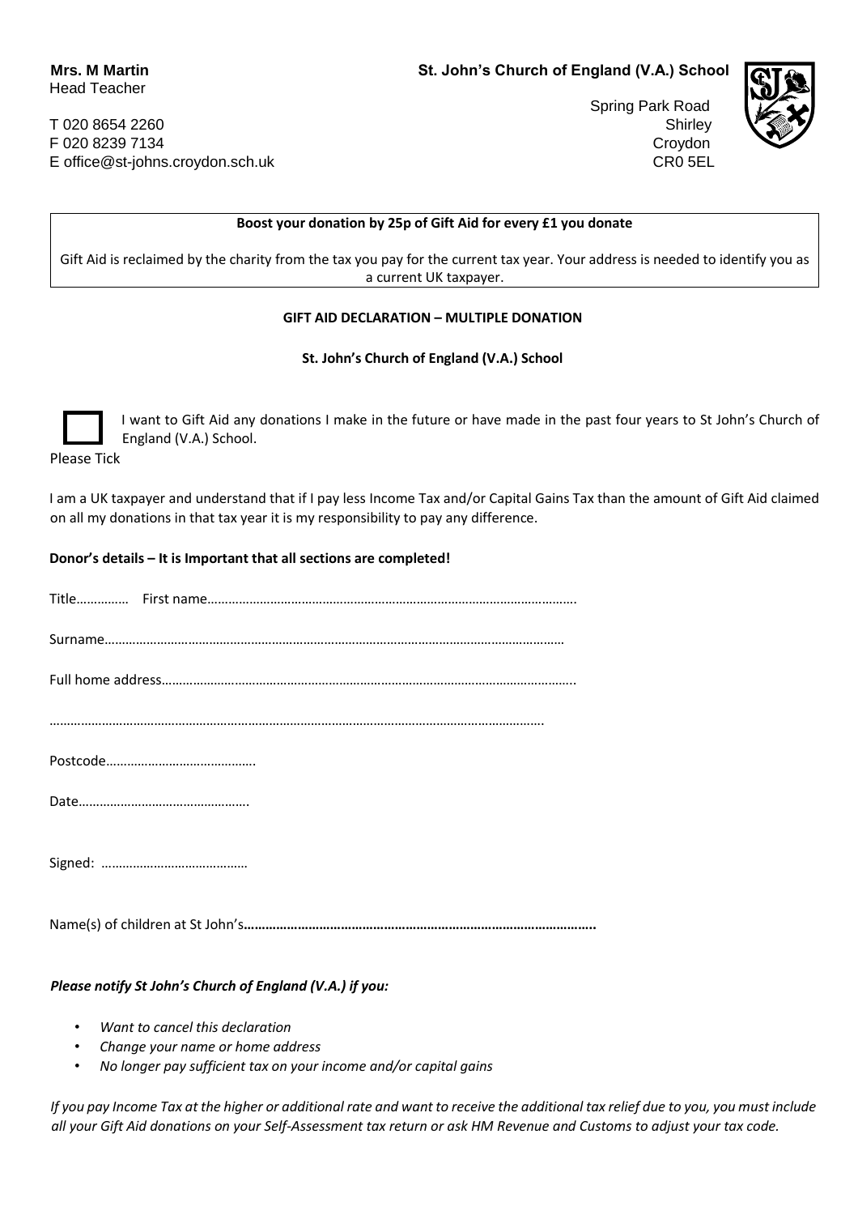**Mrs. M Martin**
Head Teacher

T 020 8654 2260
F 020 8239 7134
E office@st-johns.croydon.sch.uk

**St. John's Church of England (V.A.) School**

Spring Park Road
Shirley
Croydon
CR0 5EL

**Boost your donation by 25p of Gift Aid for every £1 you donate**

Gift Aid is reclaimed by the charity from the tax you pay for the current tax year. Your address is needed to identify you as a current UK taxpayer.

**GIFT AID DECLARATION – MULTIPLE DONATION**

**St. John's Church of England (V.A.) School**

☐ I want to Gift Aid any donations I make in the future or have made in the past four years to St John's Church of England (V.A.) School.

Please Tick

I am a UK taxpayer and understand that if I pay less Income Tax and/or Capital Gains Tax than the amount of Gift Aid claimed on all my donations in that tax year it is my responsibility to pay any difference.

**Donor's details – It is Important that all sections are completed!**

Title………….. First name……………………………………………………………………………………….

Surname…………………………………………………………………………………………………………

Full home address………………………………………………………………………………………………..

……………………………………………………………………………………………………………………

Postcode…………………………………….

Date………………………………………….

Signed: ……………………………………

Name(s) of children at St John's**……………………………………………………………………………………**

***Please notify St John's Church of England (V.A.) if you:***

- *Want to cancel this declaration*
- *Change your name or home address*
- *No longer pay sufficient tax on your income and/or capital gains*

*If you pay Income Tax at the higher or additional rate and want to receive the additional tax relief due to you, you must include all your Gift Aid donations on your Self-Assessment tax return or ask HM Revenue and Customs to adjust your tax code.*